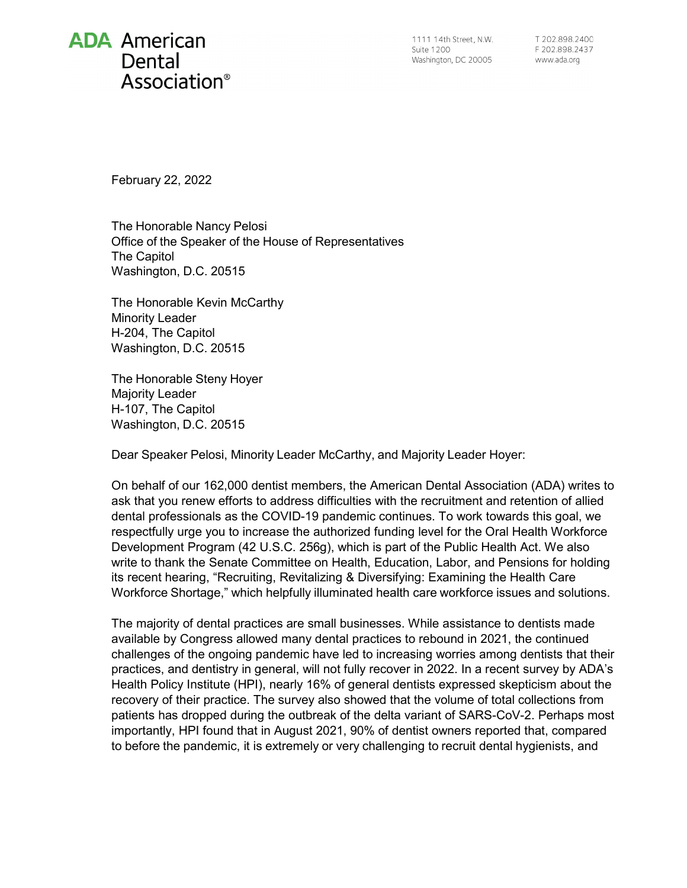**ADA American Dental Association®**

1111 14th Street, N.W.
Suite 1200
Washington, DC 20005

T 202.898.2400
F 202.898.2437
www.ada.org

February 22, 2022

The Honorable Nancy Pelosi
Office of the Speaker of the House of Representatives
The Capitol
Washington, D.C. 20515

The Honorable Kevin McCarthy
Minority Leader
H-204, The Capitol
Washington, D.C. 20515

The Honorable Steny Hoyer
Majority Leader
H-107, The Capitol
Washington, D.C. 20515

Dear Speaker Pelosi, Minority Leader McCarthy, and Majority Leader Hoyer:

On behalf of our 162,000 dentist members, the American Dental Association (ADA) writes to ask that you renew efforts to address difficulties with the recruitment and retention of allied dental professionals as the COVID-19 pandemic continues. To work towards this goal, we respectfully urge you to increase the authorized funding level for the Oral Health Workforce Development Program (42 U.S.C. 256g), which is part of the Public Health Act. We also write to thank the Senate Committee on Health, Education, Labor, and Pensions for holding its recent hearing, "Recruiting, Revitalizing & Diversifying: Examining the Health Care Workforce Shortage," which helpfully illuminated health care workforce issues and solutions.

The majority of dental practices are small businesses. While assistance to dentists made available by Congress allowed many dental practices to rebound in 2021, the continued challenges of the ongoing pandemic have led to increasing worries among dentists that their practices, and dentistry in general, will not fully recover in 2022. In a recent survey by ADA's Health Policy Institute (HPI), nearly 16% of general dentists expressed skepticism about the recovery of their practice. The survey also showed that the volume of total collections from patients has dropped during the outbreak of the delta variant of SARS-CoV-2. Perhaps most importantly, HPI found that in August 2021, 90% of dentist owners reported that, compared to before the pandemic, it is extremely or very challenging to recruit dental hygienists, and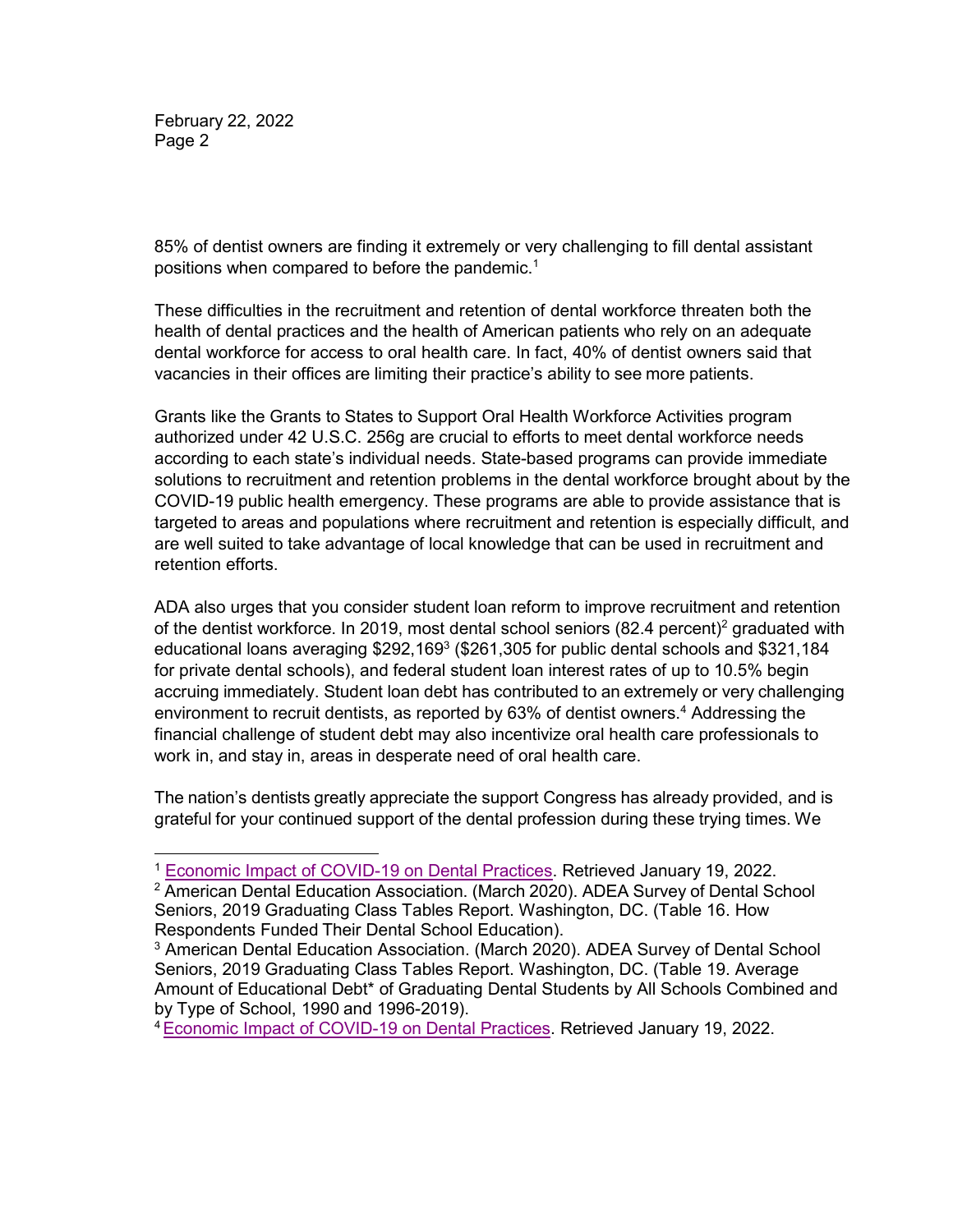85% of dentist owners are finding it extremely or very challenging to fill dental assistant positions when compared to before the pandemic.[1]

These difficulties in the recruitment and retention of dental workforce threaten both the health of dental practices and the health of American patients who rely on an adequate dental workforce for access to oral health care. In fact, 40% of dentist owners said that vacancies in their offices are limiting their practice's ability to see more patients.

Grants like the Grants to States to Support Oral Health Workforce Activities program authorized under 42 U.S.C. 256g are crucial to efforts to meet dental workforce needs according to each state's individual needs. State-based programs can provide immediate solutions to recruitment and retention problems in the dental workforce brought about by the COVID-19 public health emergency. These programs are able to provide assistance that is targeted to areas and populations where recruitment and retention is especially difficult, and are well suited to take advantage of local knowledge that can be used in recruitment and retention efforts.

ADA also urges that you consider student loan reform to improve recruitment and retention of the dentist workforce. In 2019, most dental school seniors (82.4 percent)[2] graduated with educational loans averaging $292,169[3] ($261,305 for public dental schools and $321,184 for private dental schools), and federal student loan interest rates of up to 10.5% begin accruing immediately. Student loan debt has contributed to an extremely or very challenging environment to recruit dentists, as reported by 63% of dentist owners.[4] Addressing the financial challenge of student debt may also incentivize oral health care professionals to work in, and stay in, areas in desperate need of oral health care.

The nation's dentists greatly appreciate the support Congress has already provided, and is grateful for your continued support of the dental profession during these trying times. We

---

[1] Economic Impact of COVID-19 on Dental Practices. Retrieved January 19, 2022.

[2] American Dental Education Association. (March 2020). ADEA Survey of Dental School Seniors, 2019 Graduating Class Tables Report. Washington, DC. (Table 16. How Respondents Funded Their Dental School Education).

[3] American Dental Education Association. (March 2020). ADEA Survey of Dental School Seniors, 2019 Graduating Class Tables Report. Washington, DC. (Table 19. Average Amount of Educational Debt* of Graduating Dental Students by All Schools Combined and by Type of School, 1990 and 1996-2019).

[4] Economic Impact of COVID-19 on Dental Practices. Retrieved January 19, 2022.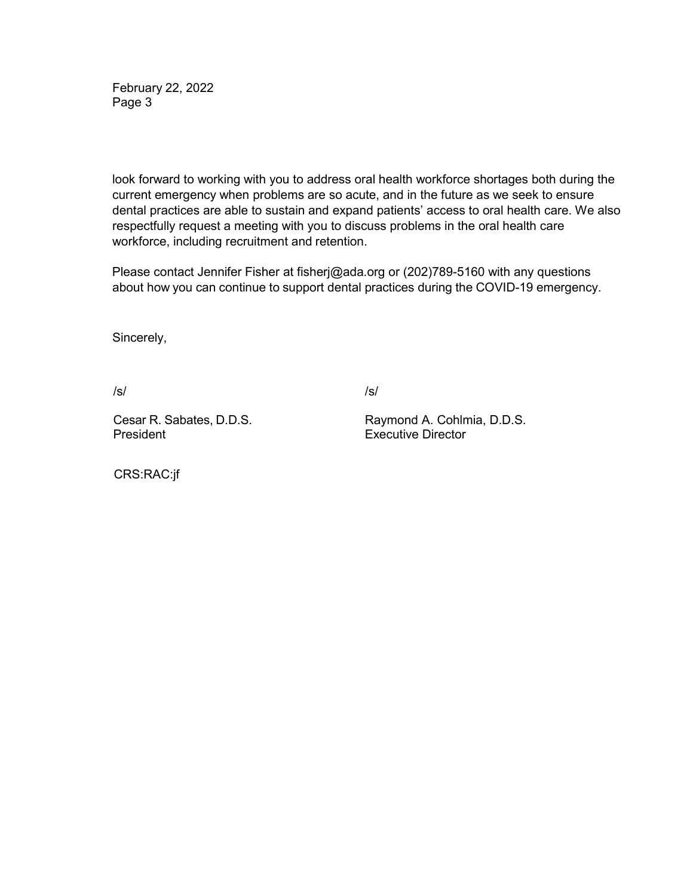look forward to working with you to address oral health workforce shortages both during the current emergency when problems are so acute, and in the future as we seek to ensure dental practices are able to sustain and expand patients' access to oral health care. We also respectfully request a meeting with you to discuss problems in the oral health care workforce, including recruitment and retention.

Please contact Jennifer Fisher at fisherj@ada.org or (202)789-5160 with any questions about how you can continue to support dental practices during the COVID-19 emergency.

Sincerely,

/s/

Cesar R. Sabates, D.D.S.
President

/s/

Raymond A. Cohlmia, D.D.S.
Executive Director

CRS:RAC:jf